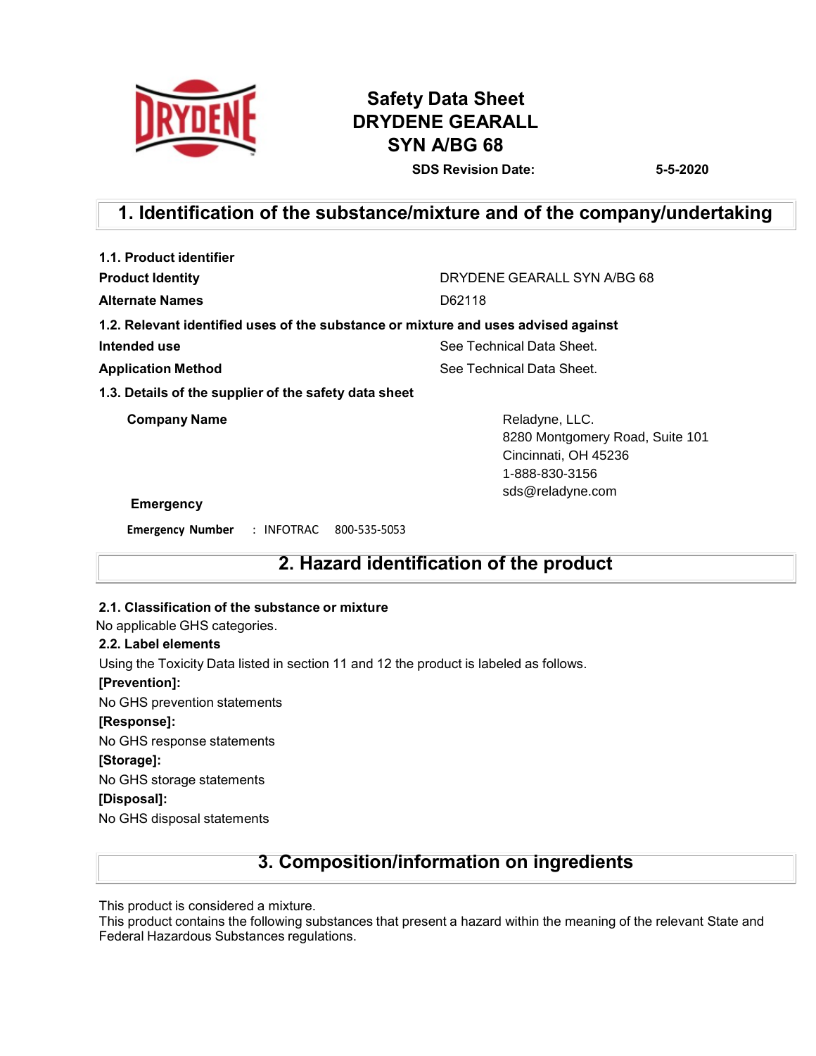# Safety Data Sheet
# DRYDENE GEARALL SYN A/BG 68

**SDS Revision Date:** **5-5-2020**

## 1. Identification of the substance/mixture and of the company/undertaking

**1.1. Product identifier**

**Product Identity** DRYDENE GEARALL SYN A/BG 68

**Alternate Names** D62118

**1.2. Relevant identified uses of the substance or mixture and uses advised against**

**Intended use** See Technical Data Sheet.

**Application Method** See Technical Data Sheet.

**1.3. Details of the supplier of the safety data sheet**

**Company Name**

Reladyne, LLC.
8280 Montgomery Road, Suite 101
Cincinnati, OH 45236
1-888-830-3156
sds@reladyne.com

**Emergency**

**Emergency Number** : INFOTRAC 800-535-5053

## 2. Hazard identification of the product

**2.1. Classification of the substance or mixture**

No applicable GHS categories.

**2.2. Label elements**

Using the Toxicity Data listed in section 11 and 12 the product is labeled as follows.

**[Prevention]:**

No GHS prevention statements

**[Response]:**

No GHS response statements

**[Storage]:**

No GHS storage statements

**[Disposal]:**

No GHS disposal statements

## 3. Composition/information on ingredients

This product is considered a mixture.
This product contains the following substances that present a hazard within the meaning of the relevant State and Federal Hazardous Substances regulations.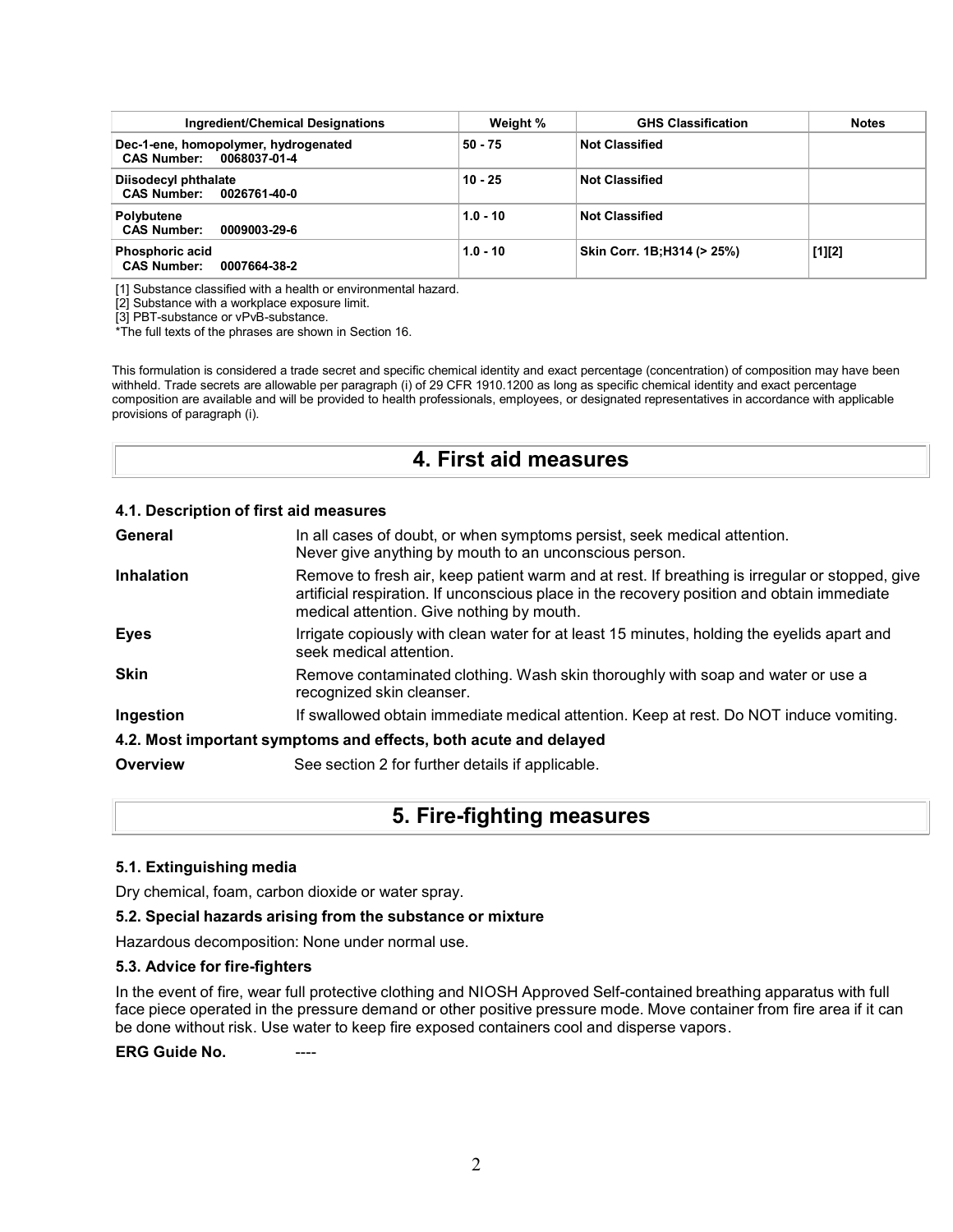| Ingredient/Chemical Designations | Weight % | GHS Classification | Notes |
|---|---|---|---|
| **Dec-1-ene, homopolymer, hydrogenated**<br>**CAS Number: 0068037-01-4** | 50 - 75 | Not Classified | |
| **Diisodecyl phthalate**<br>**CAS Number: 0026761-40-0** | 10 - 25 | Not Classified | |
| **Polybutene**<br>**CAS Number: 0009003-29-6** | 1.0 - 10 | Not Classified | |
| **Phosphoric acid**<br>**CAS Number: 0007664-38-2** | 1.0 - 10 | Skin Corr. 1B;H314 (> 25%) | [1][2] |

[1] Substance classified with a health or environmental hazard.
[2] Substance with a workplace exposure limit.
[3] PBT-substance or vPvB-substance.
*The full texts of the phrases are shown in Section 16.

This formulation is considered a trade secret and specific chemical identity and exact percentage (concentration) of composition may have been withheld. Trade secrets are allowable per paragraph (i) of 29 CFR 1910.1200 as long as specific chemical identity and exact percentage composition are available and will be provided to health professionals, employees, or designated representatives in accordance with applicable provisions of paragraph (i).

# 4. First aid measures

### 4.1. Description of first aid measures

**General** In all cases of doubt, or when symptoms persist, seek medical attention. Never give anything by mouth to an unconscious person.

**Inhalation** Remove to fresh air, keep patient warm and at rest. If breathing is irregular or stopped, give artificial respiration. If unconscious place in the recovery position and obtain immediate medical attention. Give nothing by mouth.

**Eyes** Irrigate copiously with clean water for at least 15 minutes, holding the eyelids apart and seek medical attention.

**Skin** Remove contaminated clothing. Wash skin thoroughly with soap and water or use a recognized skin cleanser.

**Ingestion** If swallowed obtain immediate medical attention. Keep at rest. Do NOT induce vomiting.

### 4.2. Most important symptoms and effects, both acute and delayed

**Overview** See section 2 for further details if applicable.

# 5. Fire-fighting measures

### 5.1. Extinguishing media

Dry chemical, foam, carbon dioxide or water spray.

### 5.2. Special hazards arising from the substance or mixture

Hazardous decomposition: None under normal use.

### 5.3. Advice for fire-fighters

In the event of fire, wear full protective clothing and NIOSH Approved Self-contained breathing apparatus with full face piece operated in the pressure demand or other positive pressure mode. Move container from fire area if it can be done without risk. Use water to keep fire exposed containers cool and disperse vapors.

**ERG Guide No.** ----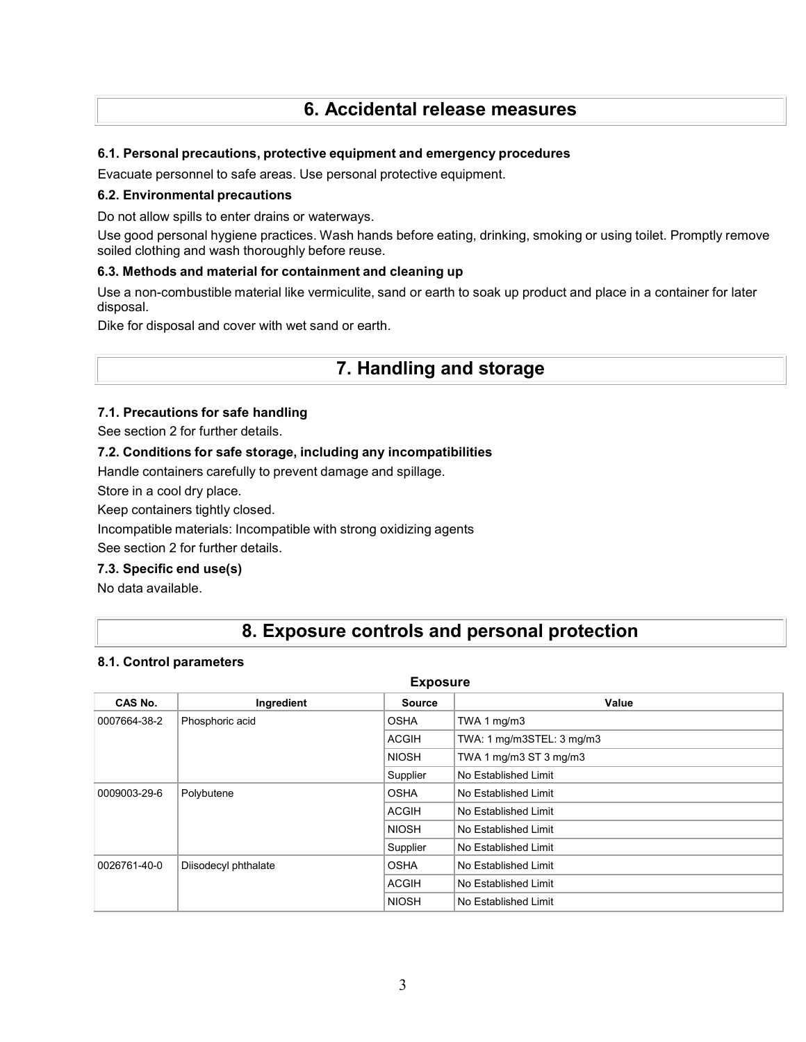# 6. Accidental release measures

### 6.1. Personal precautions, protective equipment and emergency procedures

Evacuate personnel to safe areas. Use personal protective equipment.

### 6.2. Environmental precautions

Do not allow spills to enter drains or waterways.

Use good personal hygiene practices. Wash hands before eating, drinking, smoking or using toilet. Promptly remove soiled clothing and wash thoroughly before reuse.

### 6.3. Methods and material for containment and cleaning up

Use a non-combustible material like vermiculite, sand or earth to soak up product and place in a container for later disposal.

Dike for disposal and cover with wet sand or earth.

# 7. Handling and storage

### 7.1. Precautions for safe handling

See section 2 for further details.

### 7.2. Conditions for safe storage, including any incompatibilities

Handle containers carefully to prevent damage and spillage.

Store in a cool dry place.

Keep containers tightly closed.

Incompatible materials: Incompatible with strong oxidizing agents

See section 2 for further details.

### 7.3. Specific end use(s)

No data available.

# 8. Exposure controls and personal protection

### 8.1. Control parameters

**Exposure**

| CAS No. | Ingredient | Source | Value |
|---|---|---|---|
| 0007664-38-2 | Phosphoric acid | OSHA | TWA 1 mg/m3 |
| | | ACGIH | TWA: 1 mg/m3STEL: 3 mg/m3 |
| | | NIOSH | TWA 1 mg/m3 ST 3 mg/m3 |
| | | Supplier | No Established Limit |
| 0009003-29-6 | Polybutene | OSHA | No Established Limit |
| | | ACGIH | No Established Limit |
| | | NIOSH | No Established Limit |
| | | Supplier | No Established Limit |
| 0026761-40-0 | Diisodecyl phthalate | OSHA | No Established Limit |
| | | ACGIH | No Established Limit |
| | | NIOSH | No Established Limit |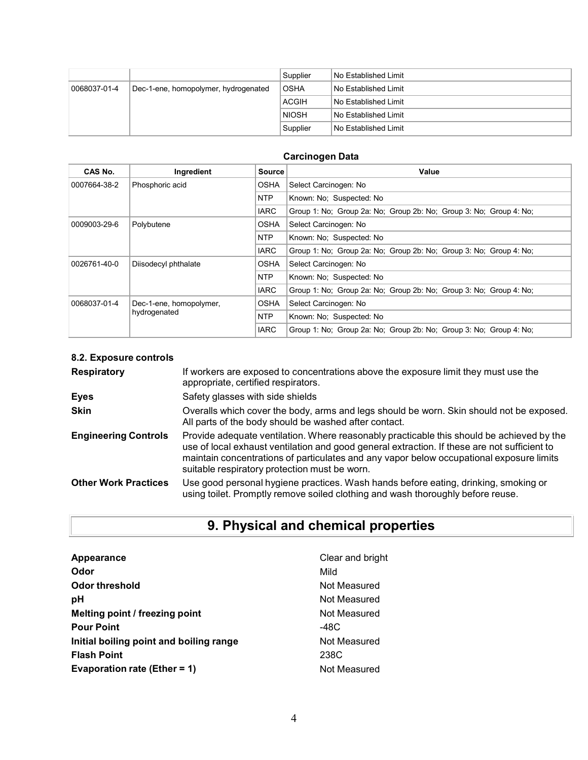| | | Supplier | No Established Limit |
|---|---|---|---|
| 0068037-01-4 | Dec-1-ene, homopolymer, hydrogenated | OSHA | No Established Limit |
| | | ACGIH | No Established Limit |
| | | NIOSH | No Established Limit |
| | | Supplier | No Established Limit |

**Carcinogen Data**

| CAS No. | Ingredient | Source | Value |
|---|---|---|---|
| 0007664-38-2 | Phosphoric acid | OSHA | Select Carcinogen: No |
| | | NTP | Known: No; Suspected: No |
| | | IARC | Group 1: No; Group 2a: No; Group 2b: No; Group 3: No; Group 4: No; |
| 0009003-29-6 | Polybutene | OSHA | Select Carcinogen: No |
| | | NTP | Known: No; Suspected: No |
| | | IARC | Group 1: No; Group 2a: No; Group 2b: No; Group 3: No; Group 4: No; |
| 0026761-40-0 | Diisodecyl phthalate | OSHA | Select Carcinogen: No |
| | | NTP | Known: No; Suspected: No |
| | | IARC | Group 1: No; Group 2a: No; Group 2b: No; Group 3: No; Group 4: No; |
| 0068037-01-4 | Dec-1-ene, homopolymer, hydrogenated | OSHA | Select Carcinogen: No |
| | | NTP | Known: No; Suspected: No |
| | | IARC | Group 1: No; Group 2a: No; Group 2b: No; Group 3: No; Group 4: No; |

### 8.2. Exposure controls

**Respiratory** If workers are exposed to concentrations above the exposure limit they must use the appropriate, certified respirators.

**Eyes** Safety glasses with side shields

**Skin** Overalls which cover the body, arms and legs should be worn. Skin should not be exposed. All parts of the body should be washed after contact.

**Engineering Controls** Provide adequate ventilation. Where reasonably practicable this should be achieved by the use of local exhaust ventilation and good general extraction. If these are not sufficient to maintain concentrations of particulates and any vapor below occupational exposure limits suitable respiratory protection must be worn.

**Other Work Practices** Use good personal hygiene practices. Wash hands before eating, drinking, smoking or using toilet. Promptly remove soiled clothing and wash thoroughly before reuse.

# 9. Physical and chemical properties

| | |
|---|---|
| **Appearance** | Clear and bright |
| **Odor** | Mild |
| **Odor threshold** | Not Measured |
| **pH** | Not Measured |
| **Melting point / freezing point** | Not Measured |
| **Pour Point** | -48C |
| **Initial boiling point and boiling range** | Not Measured |
| **Flash Point** | 238C |
| **Evaporation rate (Ether = 1)** | Not Measured |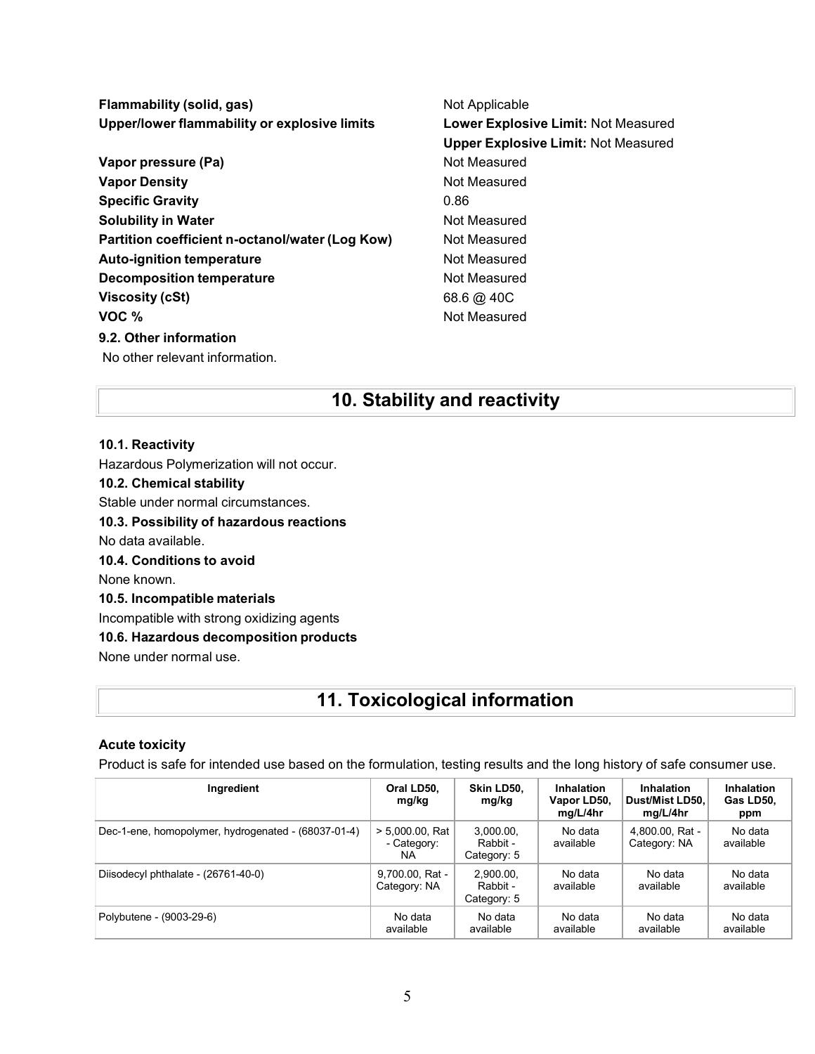**Flammability (solid, gas)** Not Applicable

**Upper/lower flammability or explosive limits** **Lower Explosive Limit:** Not Measured
**Upper Explosive Limit:** Not Measured

**Vapor pressure (Pa)** Not Measured

**Vapor Density** Not Measured

**Specific Gravity** 0.86

**Solubility in Water** Not Measured

**Partition coefficient n-octanol/water (Log Kow)** Not Measured

**Auto-ignition temperature** Not Measured

**Decomposition temperature** Not Measured

**Viscosity (cSt)** 68.6 @ 40C

**VOC %** Not Measured

**9.2. Other information**

No other relevant information.

# 10. Stability and reactivity

**10.1. Reactivity**

Hazardous Polymerization will not occur.

**10.2. Chemical stability**

Stable under normal circumstances.

**10.3. Possibility of hazardous reactions**

No data available.

**10.4. Conditions to avoid**

None known.

**10.5. Incompatible materials**

Incompatible with strong oxidizing agents

**10.6. Hazardous decomposition products**

None under normal use.

# 11. Toxicological information

**Acute toxicity**

Product is safe for intended use based on the formulation, testing results and the long history of safe consumer use.

| Ingredient | Oral LD50, mg/kg | Skin LD50, mg/kg | Inhalation Vapor LD50, mg/L/4hr | Inhalation Dust/Mist LD50, mg/L/4hr | Inhalation Gas LD50, ppm |
|---|---|---|---|---|---|
| Dec-1-ene, homopolymer, hydrogenated - (68037-01-4) | > 5,000.00, Rat - Category: NA | 3,000.00, Rabbit - Category: 5 | No data available | 4,800.00, Rat - Category: NA | No data available |
| Diisodecyl phthalate - (26761-40-0) | 9,700.00, Rat - Category: NA | 2,900.00, Rabbit - Category: 5 | No data available | No data available | No data available |
| Polybutene - (9003-29-6) | No data available | No data available | No data available | No data available | No data available |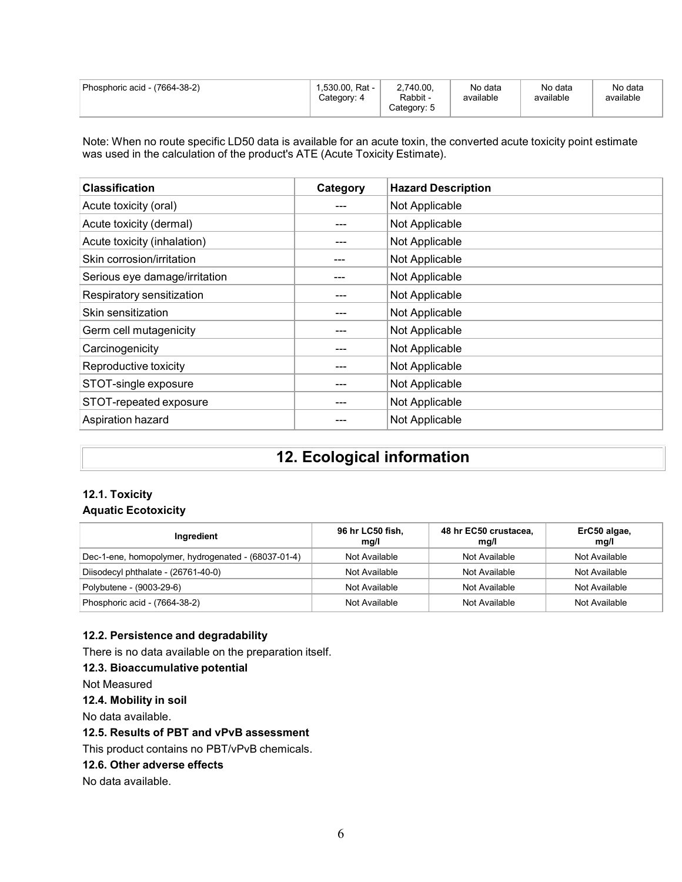| Phosphoric acid - (7664-38-2) | 1,530.00, Rat - Category: 4 | 2,740.00, Rabbit - Category: 5 | No data available | No data available | No data available |
|---|---|---|---|---|---|

Note: When no route specific LD50 data is available for an acute toxin, the converted acute toxicity point estimate was used in the calculation of the product's ATE (Acute Toxicity Estimate).

| Classification | Category | Hazard Description |
|---|---|---|
| Acute toxicity (oral) | --- | Not Applicable |
| Acute toxicity (dermal) | --- | Not Applicable |
| Acute toxicity (inhalation) | --- | Not Applicable |
| Skin corrosion/irritation | --- | Not Applicable |
| Serious eye damage/irritation | --- | Not Applicable |
| Respiratory sensitization | --- | Not Applicable |
| Skin sensitization | --- | Not Applicable |
| Germ cell mutagenicity | --- | Not Applicable |
| Carcinogenicity | --- | Not Applicable |
| Reproductive toxicity | --- | Not Applicable |
| STOT-single exposure | --- | Not Applicable |
| STOT-repeated exposure | --- | Not Applicable |
| Aspiration hazard | --- | Not Applicable |

# 12. Ecological information

### 12.1. Toxicity

**Aquatic Ecotoxicity**

| Ingredient | 96 hr LC50 fish, mg/l | 48 hr EC50 crustacea, mg/l | ErC50 algae, mg/l |
|---|---|---|---|
| Dec-1-ene, homopolymer, hydrogenated - (68037-01-4) | Not Available | Not Available | Not Available |
| Diisodecyl phthalate - (26761-40-0) | Not Available | Not Available | Not Available |
| Polybutene - (9003-29-6) | Not Available | Not Available | Not Available |
| Phosphoric acid - (7664-38-2) | Not Available | Not Available | Not Available |

### 12.2. Persistence and degradability

There is no data available on the preparation itself.

### 12.3. Bioaccumulative potential

Not Measured

### 12.4. Mobility in soil

No data available.

### 12.5. Results of PBT and vPvB assessment

This product contains no PBT/vPvB chemicals.

### 12.6. Other adverse effects

No data available.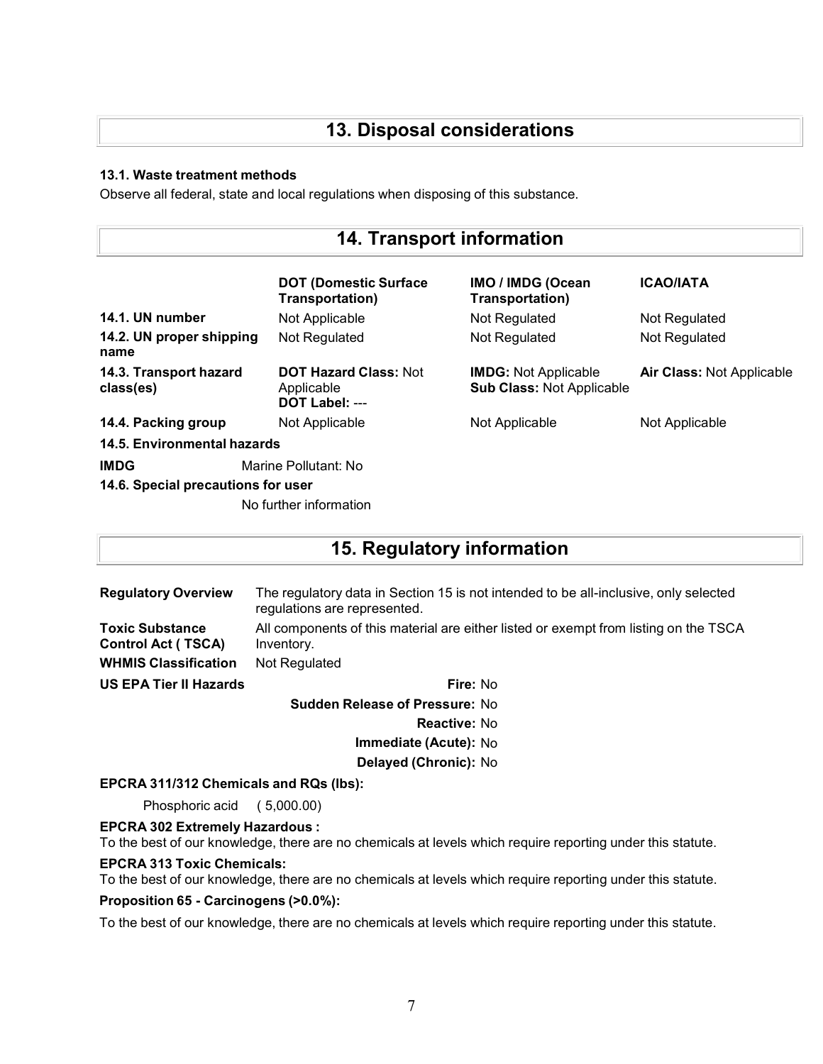## 13. Disposal considerations

### 13.1. Waste treatment methods

Observe all federal, state and local regulations when disposing of this substance.

## 14. Transport information

| | DOT (Domestic Surface Transportation) | IMO / IMDG (Ocean Transportation) | ICAO/IATA |
|---|---|---|---|
| **14.1. UN number** | Not Applicable | Not Regulated | Not Regulated |
| **14.2. UN proper shipping name** | Not Regulated | Not Regulated | Not Regulated |
| **14.3. Transport hazard class(es)** | **DOT Hazard Class:** Not Applicable<br>**DOT Label:** --- | **IMDG:** Not Applicable<br>**Sub Class:** Not Applicable | **Air Class:** Not Applicable |
| **14.4. Packing group** | Not Applicable | Not Applicable | Not Applicable |

**14.5. Environmental hazards**

**IMDG** Marine Pollutant: No

**14.6. Special precautions for user**

No further information

## 15. Regulatory information

**Regulatory Overview** The regulatory data in Section 15 is not intended to be all-inclusive, only selected regulations are represented.

**Toxic Substance Control Act ( TSCA)** All components of this material are either listed or exempt from listing on the TSCA Inventory.

**WHMIS Classification** Not Regulated

**US EPA Tier II Hazards**

- **Fire:** No
- **Sudden Release of Pressure:** No
- **Reactive:** No
- **Immediate (Acute):** No
- **Delayed (Chronic):** No

**EPCRA 311/312 Chemicals and RQs (lbs):**

Phosphoric acid ( 5,000.00)

**EPCRA 302 Extremely Hazardous :**

To the best of our knowledge, there are no chemicals at levels which require reporting under this statute.

**EPCRA 313 Toxic Chemicals:**

To the best of our knowledge, there are no chemicals at levels which require reporting under this statute.

**Proposition 65 - Carcinogens (>0.0%):**

To the best of our knowledge, there are no chemicals at levels which require reporting under this statute.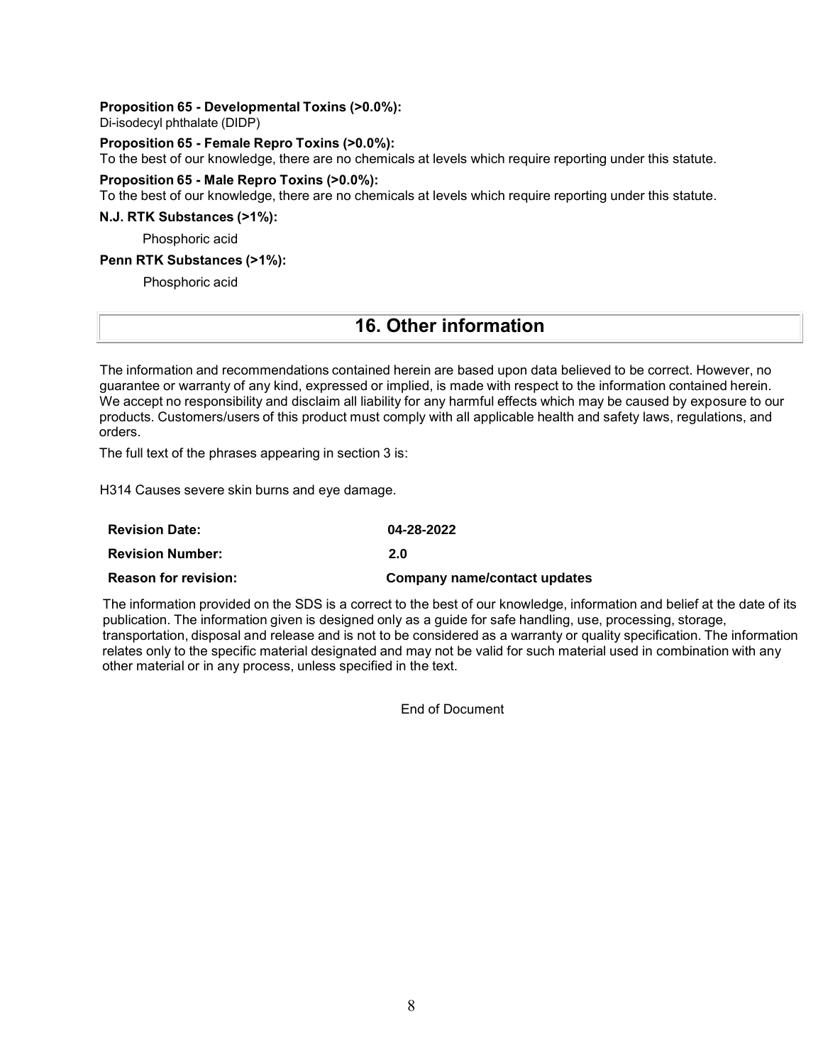**Proposition 65 - Developmental Toxins (>0.0%):**

Di-isodecyl phthalate (DIDP)

**Proposition 65 - Female Repro Toxins (>0.0%):**

To the best of our knowledge, there are no chemicals at levels which require reporting under this statute.

**Proposition 65 - Male Repro Toxins (>0.0%):**

To the best of our knowledge, there are no chemicals at levels which require reporting under this statute.

**N.J. RTK Substances (>1%):**

Phosphoric acid

**Penn RTK Substances (>1%):**

Phosphoric acid

## 16. Other information

The information and recommendations contained herein are based upon data believed to be correct. However, no guarantee or warranty of any kind, expressed or implied, is made with respect to the information contained herein. We accept no responsibility and disclaim all liability for any harmful effects which may be caused by exposure to our products. Customers/users of this product must comply with all applicable health and safety laws, regulations, and orders.

The full text of the phrases appearing in section 3 is:

H314 Causes severe skin burns and eye damage.

| | |
|---|---|
| **Revision Date:** | **04-28-2022** |
| **Revision Number:** | **2.0** |
| **Reason for revision:** | **Company name/contact updates** |

The information provided on the SDS is a correct to the best of our knowledge, information and belief at the date of its publication. The information given is designed only as a guide for safe handling, use, processing, storage, transportation, disposal and release and is not to be considered as a warranty or quality specification. The information relates only to the specific material designated and may not be valid for such material used in combination with any other material or in any process, unless specified in the text.

End of Document